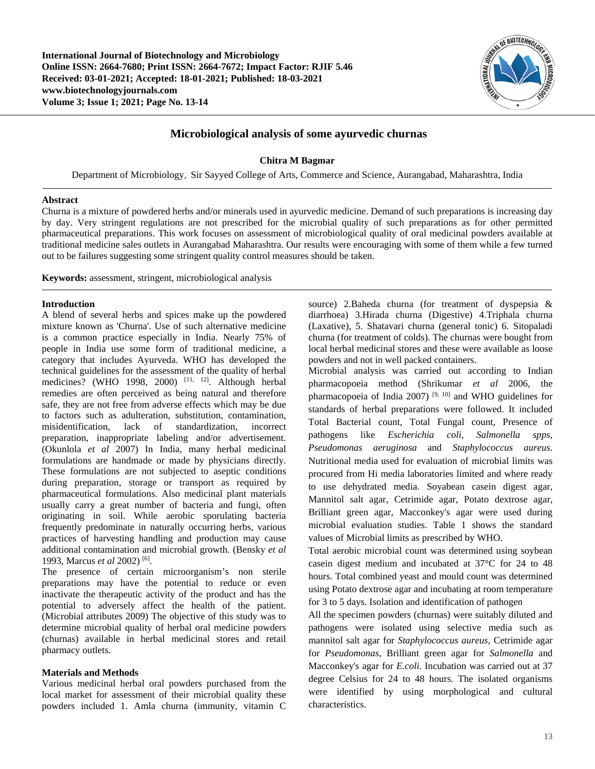# Microbiological analysis of some ayurvedic churnas

**Chitra M Bagmar**

Department of Microbiology, Sir Sayyed College of Arts, Commerce and Science, Aurangabad, Maharashtra, India

## Abstract

Churna is a mixture of powdered herbs and/or minerals used in ayurvedic medicine. Demand of such preparations is increasing day by day. Very stringent regulations are not prescribed for the microbial quality of such preparations as for other permitted pharmaceutical preparations. This work focuses on assessment of microbiological quality of oral medicinal powders available at traditional medicine sales outlets in Aurangabad Maharashtra. Our results were encouraging with some of them while a few turned out to be failures suggesting some stringent quality control measures should be taken.

**Keywords:** assessment, stringent, microbiological analysis

## Introduction

A blend of several herbs and spices make up the powdered mixture known as 'Churna'. Use of such alternative medicine is a common practice especially in India. Nearly 75% of people in India use some form of traditional medicine, a category that includes Ayurveda. WHO has developed the technical guidelines for the assessment of the quality of herbal medicines? (WHO 1998, 2000) [11, 12]. Although herbal remedies are often perceived as being natural and therefore safe, they are not free from adverse effects which may be due to factors such as adulteration, substitution, contamination, misidentification, lack of standardization, incorrect preparation, inappropriate labeling and/or advertisement. (Okunlola *et al* 2007) In India, many herbal medicinal formulations are handmade or made by physicians directly. These formulations are not subjected to aseptic conditions during preparation, storage or transport as required by pharmaceutical formulations. Also medicinal plant materials usually carry a great number of bacteria and fungi, often originating in soil. While aerobic sporulating bacteria frequently predominate in naturally occurring herbs, various practices of harvesting handling and production may cause additional contamination and microbial growth. (Bensky *et al* 1993, Marcus *et al* 2002) [6].

The presence of certain microorganism's non sterile preparations may have the potential to reduce or even inactivate the therapeutic activity of the product and has the potential to adversely affect the health of the patient. (Microbial attributes 2009) The objective of this study was to determine microbial quality of herbal oral medicine powders (churnas) available in herbal medicinal stores and retail pharmacy outlets.

## Materials and Methods

Various medicinal herbal oral powders purchased from the local market for assessment of their microbial quality these powders included 1. Amla churna (immunity, vitamin C source) 2.Baheda churna (for treatment of dyspepsia & diarrhoea) 3.Hirada churna (Digestive) 4.Triphala churna (Laxative), 5. Shatavari churna (general tonic) 6. Sitopaladi churna (for treatment of colds). The churnas were bought from local herbal medicinal stores and these were available as loose powders and not in well packed containers.

Microbial analysis was carried out according to Indian pharmacopoeia method (Shrikumar *et al* 2006, the pharmacopoeia of India 2007) [9, 10] and WHO guidelines for standards of herbal preparations were followed. It included Total Bacterial count, Total Fungal count, Presence of pathogens like *Escherichia coli, Salmonella spps, Pseudomonas aeruginosa* and *Staphylococcus aureus*. Nutritional media used for evaluation of microbial limits was procured from Hi media laboratories limited and where ready to use dehydrated media. Soyabean casein digest agar, Mannitol salt agar, Cetrimide agar, Potato dextrose agar, Brilliant green agar, Macconkey's agar were used during microbial evaluation studies. Table 1 shows the standard values of Microbial limits as prescribed by WHO.

Total aerobic microbial count was determined using soybean casein digest medium and incubated at 37°C for 24 to 48 hours. Total combined yeast and mould count was determined using Potato dextrose agar and incubating at room temperature for 3 to 5 days. Isolation and identification of pathogen

All the specimen powders (churnas) were suitably diluted and pathogens were isolated using selective media such as mannitol salt agar for *Staphylococcus aureus*, Cetrimide agar for *Pseudomonas*, Brilliant green agar for *Salmonella* and Macconkey's agar for *E.coli*. Incubation was carried out at 37 degree Celsius for 24 to 48 hours. The isolated organisms were identified by using morphological and cultural characteristics.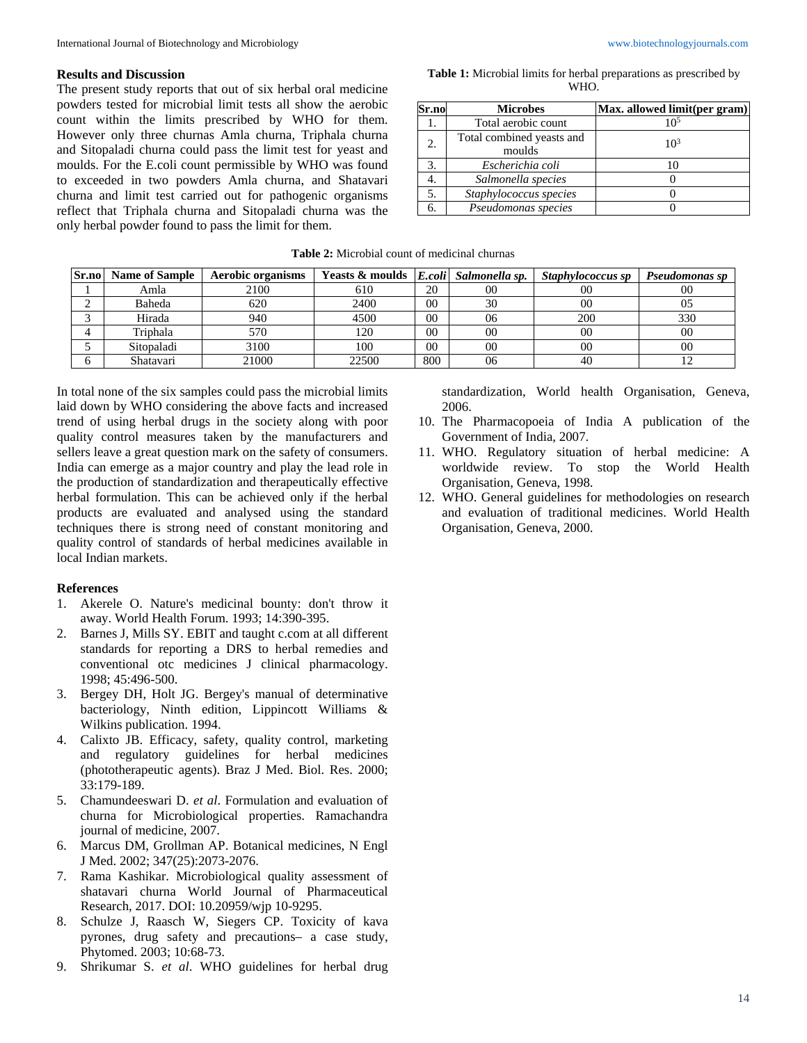## Results and Discussion

The present study reports that out of six herbal oral medicine powders tested for microbial limit tests all show the aerobic count within the limits prescribed by WHO for them. However only three churnas Amla churna, Triphala churna and Sitopaladi churna could pass the limit test for yeast and moulds. For the E.coli count permissible by WHO was found to exceeded in two powders Amla churna, and Shatavari churna and limit test carried out for pathogenic organisms reflect that Triphala churna and Sitopaladi churna was the only herbal powder found to pass the limit for them.

**Table 1:** Microbial limits for herbal preparations as prescribed by WHO.

| Sr.no | Microbes | Max. allowed limit(per gram) |
|---|---|---|
| 1. | Total aerobic count | $10^5$ |
| 2. | Total combined yeasts and moulds | $10^3$ |
| 3. | *Escherichia coli* | 10 |
| 4. | *Salmonella species* | 0 |
| 5. | *Staphylococcus species* | 0 |
| 6. | *Pseudomonas species* | 0 |

**Table 2:** Microbial count of medicinal churnas

| Sr.no | Name of Sample | Aerobic organisms | Yeasts & moulds | *E.coli* | *Salmonella sp.* | *Staphylococcus sp* | *Pseudomonas sp* |
|---|---|---|---|---|---|---|---|
| 1 | Amla | 2100 | 610 | 20 | 00 | 00 | 00 |
| 2 | Baheda | 620 | 2400 | 00 | 30 | 00 | 05 |
| 3 | Hirada | 940 | 4500 | 00 | 06 | 200 | 330 |
| 4 | Triphala | 570 | 120 | 00 | 00 | 00 | 00 |
| 5 | Sitopaladi | 3100 | 100 | 00 | 00 | 00 | 00 |
| 6 | Shatavari | 21000 | 22500 | 800 | 06 | 40 | 12 |

In total none of the six samples could pass the microbial limits laid down by WHO considering the above facts and increased trend of using herbal drugs in the society along with poor quality control measures taken by the manufacturers and sellers leave a great question mark on the safety of consumers. India can emerge as a major country and play the lead role in the production of standardization and therapeutically effective herbal formulation. This can be achieved only if the herbal products are evaluated and analysed using the standard techniques there is strong need of constant monitoring and quality control of standards of herbal medicines available in local Indian markets.

## References

1. Akerele O. Nature's medicinal bounty: don't throw it away. World Health Forum. 1993; 14:390-395.
2. Barnes J, Mills SY. EBIT and taught c.com at all different standards for reporting a DRS to herbal remedies and conventional otc medicines J clinical pharmacology. 1998; 45:496-500.
3. Bergey DH, Holt JG. Bergey's manual of determinative bacteriology, Ninth edition, Lippincott Williams & Wilkins publication. 1994.
4. Calixto JB. Efficacy, safety, quality control, marketing and regulatory guidelines for herbal medicines (phototherapeutic agents). Braz J Med. Biol. Res. 2000; 33:179-189.
5. Chamundeeswari D. *et al*. Formulation and evaluation of churna for Microbiological properties. Ramachandra journal of medicine, 2007.
6. Marcus DM, Grollman AP. Botanical medicines, N Engl J Med. 2002; 347(25):2073-2076.
7. Rama Kashikar. Microbiological quality assessment of shatavari churna World Journal of Pharmaceutical Research, 2017. DOI: 10.20959/wjp 10-9295.
8. Schulze J, Raasch W, Siegers CP. Toxicity of kava pyrones, drug safety and precautions– a case study, Phytomed. 2003; 10:68-73.
9. Shrikumar S. *et al*. WHO guidelines for herbal drug standardization, World health Organisation, Geneva, 2006.
10. The Pharmacopoeia of India A publication of the Government of India, 2007.
11. WHO. Regulatory situation of herbal medicine: A worldwide review. To stop the World Health Organisation, Geneva, 1998.
12. WHO. General guidelines for methodologies on research and evaluation of traditional medicines. World Health Organisation, Geneva, 2000.